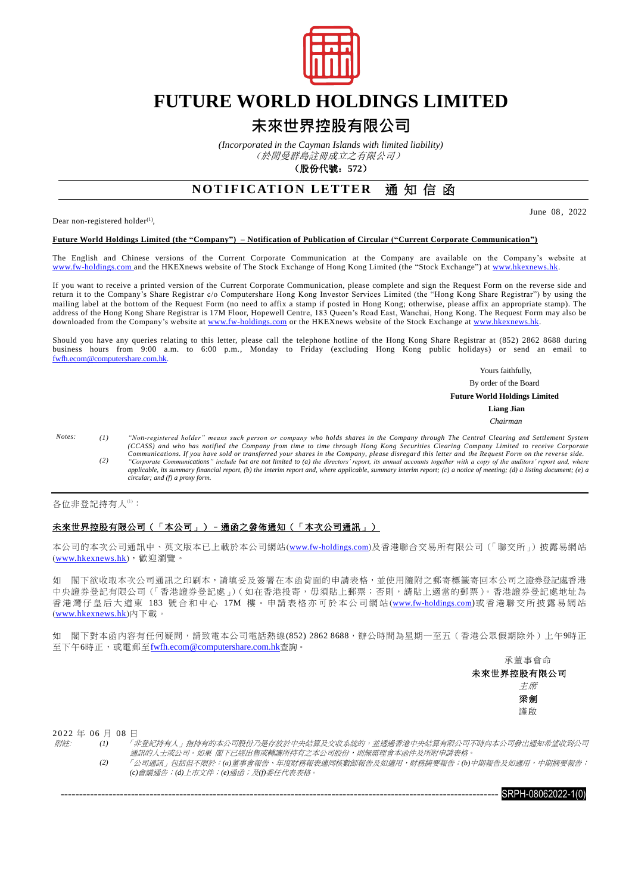# FUTURE WORLD HOLDINGS LIMITED

## 未來世界控股有限公司

*(Incorporated in the Cayman Islands with limited liability)*
*（於開曼群島註冊成立之有限公司）*
**（股份代號：572）**

## NOTIFICATION LETTER 通知信函

June 08, 2022

Dear non-registered holder[1],

**Future World Holdings Limited (the "Company") – Notification of Publication of Circular ("Current Corporate Communication")**

The English and Chinese versions of the Current Corporate Communication at the Company are available on the Company's website at www.fw-holdings.com and the HKEXnews website of The Stock Exchange of Hong Kong Limited (the "Stock Exchange") at www.hkexnews.hk.

If you want to receive a printed version of the Current Corporate Communication, please complete and sign the Request Form on the reverse side and return it to the Company's Share Registrar c/o Computershare Hong Kong Investor Services Limited (the "Hong Kong Share Registrar") by using the mailing label at the bottom of the Request Form (no need to affix a stamp if posted in Hong Kong; otherwise, please affix an appropriate stamp). The address of the Hong Kong Share Registrar is 17M Floor, Hopewell Centre, 183 Queen's Road East, Wanchai, Hong Kong. The Request Form may also be downloaded from the Company's website at www.fw-holdings.com or the HKEXnews website of the Stock Exchange at www.hkexnews.hk.

Should you have any queries relating to this letter, please call the telephone hotline of the Hong Kong Share Registrar at (852) 2862 8688 during business hours from 9:00 a.m. to 6:00 p.m., Monday to Friday (excluding Hong Kong public holidays) or send an email to fwfh.ecom@computershare.com.hk.

Yours faithfully,
By order of the Board
**Future World Holdings Limited**
**Liang Jian**
*Chairman*

*Notes:*
*(1) "Non-registered holder" means such person or company who holds shares in the Company through The Central Clearing and Settlement System (CCASS) and who has notified the Company from time to time through Hong Kong Securities Clearing Company Limited to receive Corporate Communications. If you have sold or transferred your shares in the Company, please disregard this letter and the Request Form on the reverse side.*
*(2) "Corporate Communications" include but are not limited to (a) the directors' report, its annual accounts together with a copy of the auditors' report and, where applicable, its summary financial report, (b) the interim report and, where applicable, summary interim report; (c) a notice of meeting; (d) a listing document; (e) a circular; and (f) a proxy form.*

---

各位非登記持有人[1]：

**未來世界控股有限公司（「本公司」）－通函之發佈通知（「本次公司通訊」）**

本公司的本次公司通訊中、英文版本已上載於本公司網站(www.fw-holdings.com)及香港聯合交易所有限公司（「聯交所」）披露易網站(www.hkexnews.hk)，歡迎瀏覽。

如 閣下欲收取本次公司通訊之印刷本，請填妥及簽署在本函背面的申請表格，並使用隨附之郵寄標籤寄回本公司之證券登記處香港中央證券登記有限公司（「香港證券登記處」）(如在香港投寄，毋須貼上郵票；否則，請貼上適當的郵票)。香港證券登記處地址為香港灣仔皇后大道東 183 號合和中心 17M 樓。申請表格亦可於本公司網站(www.fw-holdings.com)或香港聯交所披露易網站(www.hkexnews.hk)內下載。

如 閣下對本函內容有任何疑問，請致電本公司電話熱線(852) 2862 8688，辦公時間為星期一至五（香港公眾假期除外）上午9時正至下午6時正，或電郵至fwfh.ecom@computershare.com.hk查詢。

承董事會命
**未來世界控股有限公司**
*主席*
**梁劍**
謹啟

2022 年 06 月 08 日

*附註：*
*(1) 「非登記持有人」指持有的本公司股份乃是存放於中央結算及交收系統的，並透過香港中央結算有限公司不時向本公司發出通知希望收到公司通訊的人士或公司。如果 閣下已經出售或轉讓所持有之本公司股份，則無需理會本函件及所附申請表格。*
*(2) 「公司通訊」包括但不限於：(a)董事會報告、年度財務報表連同核數師報告及如適用，財務摘要報告；(b)中期報告及如適用，中期摘要報告；(c)會議通告；(d)上市文件；(e)通函；及(f)委任代表表格。*

SRPH-08062022-1(0)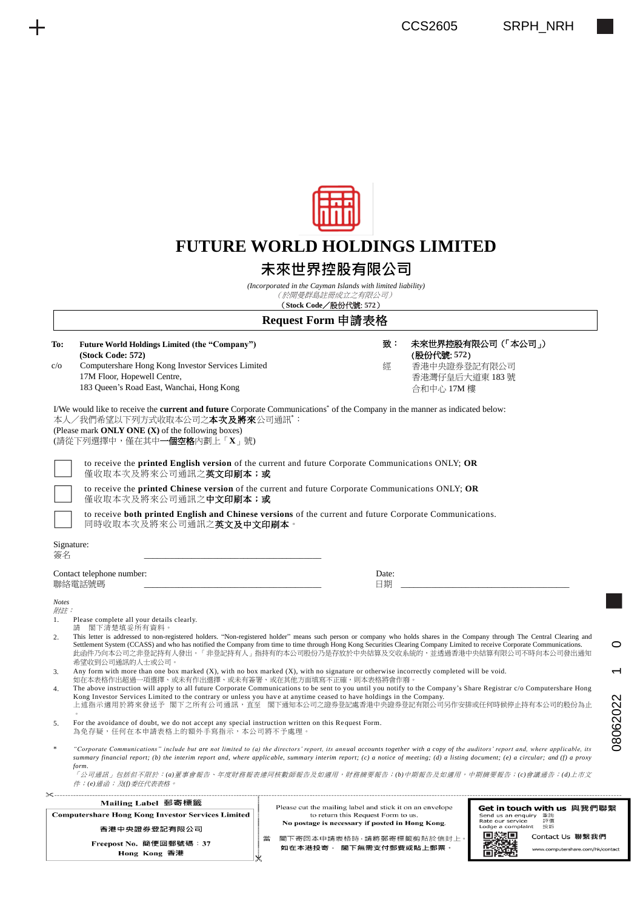# FUTURE WORLD HOLDINGS LIMITED

# 未來世界控股有限公司

*(Incorporated in the Cayman Islands with limited liability)*
*（於開曼群島註冊成立之有限公司）*
**（Stock Code／股份代號: 572）**

## Request Form 申請表格

**To:** **Future World Holdings Limited (the "Company")**
**(Stock Code: 572)**
c/o Computershare Hong Kong Investor Services Limited
17M Floor, Hopewell Centre,
183 Queen's Road East, Wanchai, Hong Kong

**致：** **未來世界控股有限公司（「本公司」）**
**(股份代號: 572)**
經 香港中央證券登記有限公司
香港灣仔皇后大道東183號
合和中心17M樓

I/We would like to receive the **current and future** Corporate Communications* of the Company in the manner as indicated below:
本人／我們希望以下列方式收取本公司之**本次及將來**公司通訊*：
(Please mark **ONLY ONE (X)** of the following boxes)
(請從下列選擇中，僅在其中**一個空格**內劃上「**X**」號)

☐ to receive the **printed English version** of the current and future Corporate Communications ONLY; **OR**
僅收取本次及將來公司通訊之**英文印刷本；或**

☐ to receive the **printed Chinese version** of the current and future Corporate Communications ONLY; **OR**
僅收取本次及將來公司通訊之**中文印刷本；或**

☐ to receive **both printed English and Chinese versions** of the current and future Corporate Communications.
同時收取本次及將來公司通訊之**英文及中文印刷本**。

Signature:
簽名 ______________________________

Contact telephone number:
聯絡電話號碼 ______________________________

Date:
日期 ______________________________

*Notes*
*附註：*

1. Please complete all your details clearly.
   請 閣下清楚填妥所有資料。
2. This letter is addressed to non-registered holders. "Non-registered holder" means such person or company who holds shares in the Company through The Central Clearing and Settlement System (CCASS) and who has notified the Company from time to time through Hong Kong Securities Clearing Company Limited to receive Corporate Communications.
   此函件乃向本公司之非登記持有人發出。「非登記持有人」指持有的本公司股份乃是存放於中央結算及交收系統的，並透過香港中央結算有限公司不時向本公司發出通知希望收到公司通訊的人士或公司。
3. Any form with more than one box marked (X), with no box marked (X), with no signature or otherwise incorrectly completed will be void.
   如在本表格作出超過一項選擇、或未有作出選擇、或未有簽署、或在其他方面填寫不正確，則本表格將會作廢。
4. The above instruction will apply to all future Corporate Communications to be sent to you until you notify to the Company's Share Registrar c/o Computershare Hong Kong Investor Services Limited to the contrary or unless you have at anytime ceased to have holdings in the Company.
   上述指示適用於將來發送予 閣下之所有公司通訊，直至 閣下通知本公司之證券登記處香港中央證券登記有限公司另作安排或任何時候停止持有本公司的股份為止。
5. For the avoidance of doubt, we do not accept any special instruction written on this Request Form.
   為免存疑，任何在本申請表格上的額外手寫指示，本公司將不予處理。

\* *"Corporate Communications" include but are not limited to (a) the directors' report, its annual accounts together with a copy of the auditors' report and, where applicable, its summary financial report; (b) the interim report and, where applicable, summary interim report; (c) a notice of meeting; (d) a listing document; (e) a circular; and (f) a proxy form.*
*「公司通訊」包括但不限於：(a)董事會報告、年度財務報表連同核數師報告及如適用，財務摘要報告；(b)中期報告及如適用，中期摘要報告；(c)會議通告；(d)上市文件；(e)通函；及(f)委任代表表格。*

---

**Mailing Label 郵寄標籤**
**Computershare Hong Kong Investor Services Limited**
**香港中央證券登記有限公司**
**Freepost No. 簡便回郵號碼：37**
**Hong Kong 香港**

Please cut the mailing label and stick it on an envelope to return this Request Form to us.
**No postage is necessary if posted in Hong Kong.**
當 閣下寄回本申請表格時，請將郵寄標籤剪貼於信封上。
**如在本港投寄， 閣下無需支付郵費或貼上郵票。**

**Get in touch with us 與我們聯繫**
Send us an enquiry 查詢
Rate our service 評價
Lodge a complaint 投訴
Contact Us **聯繫我們**
www.computershare.com/hk/contact